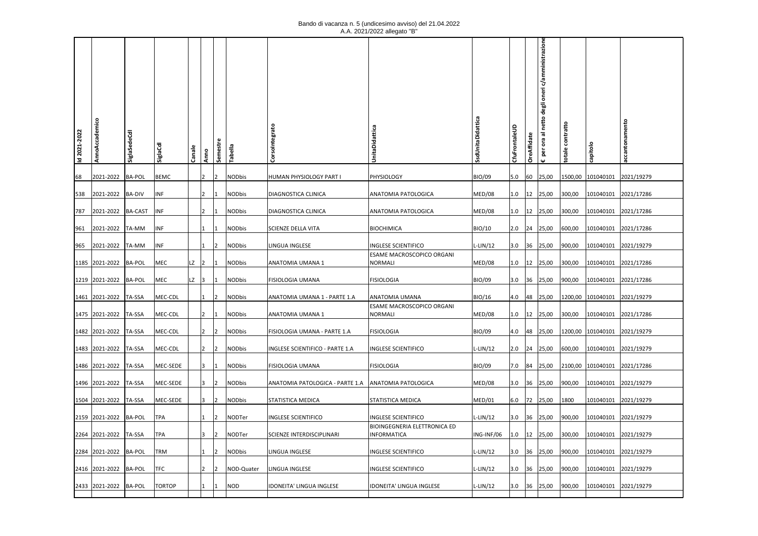Bando di vacanza n. 5 (undicesimo avviso) del 21.04.2022
A.A. 2021/2022 allegato "B"

| Id 2021-2022 | AnnoAccademico | SiglaSedeCdl | SiglaCdl | Canale | Anno | Semestre | Tabella | CorsoIntegrato | UnitaDidattica | SsdUnitaDidattica | CfuFrontaleUD | OreAffidate | € per ora al netto degli oneri c/amministrazione | totale contratto | capitolo | accantonamento |
|---|---|---|---|---|---|---|---|---|---|---|---|---|---|---|---|---|
| 68 | 2021-2022 | BA-POL | BEMC | | 2 | 2 | NODbis | HUMAN PHYSIOLOGY PART I | PHYSIOLOGY | BIO/09 | 5.0 | 60 | 25,00 | 1500,00 | 101040101 | 2021/19279 |
| 538 | 2021-2022 | BA-DIV | INF | | 2 | 1 | NODbis | DIAGNOSTICA CLINICA | ANATOMIA PATOLOGICA | MED/08 | 1.0 | 12 | 25,00 | 300,00 | 101040101 | 2021/17286 |
| 787 | 2021-2022 | BA-CAST | INF | | 2 | 1 | NODbis | DIAGNOSTICA CLINICA | ANATOMIA PATOLOGICA | MED/08 | 1.0 | 12 | 25,00 | 300,00 | 101040101 | 2021/17286 |
| 961 | 2021-2022 | TA-MM | INF | | 1 | 1 | NODbis | SCIENZE DELLA VITA | BIOCHIMICA | BIO/10 | 2.0 | 24 | 25,00 | 600,00 | 101040101 | 2021/17286 |
| 965 | 2021-2022 | TA-MM | INF | | 1 | 2 | NODbis | LINGUA INGLESE | INGLESE SCIENTIFICO | L-LIN/12 | 3.0 | 36 | 25,00 | 900,00 | 101040101 | 2021/19279 |
| 1185 | 2021-2022 | BA-POL | MEC | LZ | 2 | 1 | NODbis | ANATOMIA UMANA 1 | ESAME MACROSCOPICO ORGANI NORMALI | MED/08 | 1.0 | 12 | 25,00 | 300,00 | 101040101 | 2021/17286 |
| 1219 | 2021-2022 | BA-POL | MEC | LZ | 3 | 1 | NODbis | FISIOLOGIA UMANA | FISIOLOGIA | BIO/09 | 3.0 | 36 | 25,00 | 900,00 | 101040101 | 2021/17286 |
| 1461 | 2021-2022 | TA-SSA | MEC-CDL | | 1 | 2 | NODbis | ANATOMIA UMANA 1 - PARTE 1.A | ANATOMIA UMANA | BIO/16 | 4.0 | 48 | 25,00 | 1200,00 | 101040101 | 2021/19279 |
| 1475 | 2021-2022 | TA-SSA | MEC-CDL | | 2 | 1 | NODbis | ANATOMIA UMANA 1 | ESAME MACROSCOPICO ORGANI NORMALI | MED/08 | 1.0 | 12 | 25,00 | 300,00 | 101040101 | 2021/17286 |
| 1482 | 2021-2022 | TA-SSA | MEC-CDL | | 2 | 2 | NODbis | FISIOLOGIA UMANA - PARTE 1.A | FISIOLOGIA | BIO/09 | 4.0 | 48 | 25,00 | 1200,00 | 101040101 | 2021/19279 |
| 1483 | 2021-2022 | TA-SSA | MEC-CDL | | 2 | 2 | NODbis | INGLESE SCIENTIFICO - PARTE 1.A | INGLESE SCIENTIFICO | L-LIN/12 | 2.0 | 24 | 25,00 | 600,00 | 101040101 | 2021/19279 |
| 1486 | 2021-2022 | TA-SSA | MEC-SEDE | | 3 | 1 | NODbis | FISIOLOGIA UMANA | FISIOLOGIA | BIO/09 | 7.0 | 84 | 25,00 | 2100,00 | 101040101 | 2021/17286 |
| 1496 | 2021-2022 | TA-SSA | MEC-SEDE | | 3 | 2 | NODbis | ANATOMIA PATOLOGICA - PARTE 1.A | ANATOMIA PATOLOGICA | MED/08 | 3.0 | 36 | 25,00 | 900,00 | 101040101 | 2021/19279 |
| 1504 | 2021-2022 | TA-SSA | MEC-SEDE | | 3 | 2 | NODbis | STATISTICA MEDICA | STATISTICA MEDICA | MED/01 | 6.0 | 72 | 25,00 | 1800 | 101040101 | 2021/19279 |
| 2159 | 2021-2022 | BA-POL | TPA | | 1 | 2 | NODTer | INGLESE SCIENTIFICO | INGLESE SCIENTIFICO | L-LIN/12 | 3.0 | 36 | 25,00 | 900,00 | 101040101 | 2021/19279 |
| 2264 | 2021-2022 | TA-SSA | TPA | | 3 | 2 | NODTer | SCIENZE INTERDISCIPLINARI | BIOINGEGNERIA ELETTRONICA ED INFORMATICA | ING-INF/06 | 1.0 | 12 | 25,00 | 300,00 | 101040101 | 2021/19279 |
| 2284 | 2021-2022 | BA-POL | TRM | | 1 | 2 | NODbis | LINGUA INGLESE | INGLESE SCIENTIFICO | L-LIN/12 | 3.0 | 36 | 25,00 | 900,00 | 101040101 | 2021/19279 |
| 2416 | 2021-2022 | BA-POL | TFC | | 2 | 2 | NOD-Quater | LINGUA INGLESE | INGLESE SCIENTIFICO | L-LIN/12 | 3.0 | 36 | 25,00 | 900,00 | 101040101 | 2021/19279 |
| 2433 | 2021-2022 | BA-POL | TORTOP | | 1 | 1 | NOD | IDONEITA' LINGUA INGLESE | IDONEITA' LINGUA INGLESE | L-LIN/12 | 3.0 | 36 | 25,00 | 900,00 | 101040101 | 2021/19279 |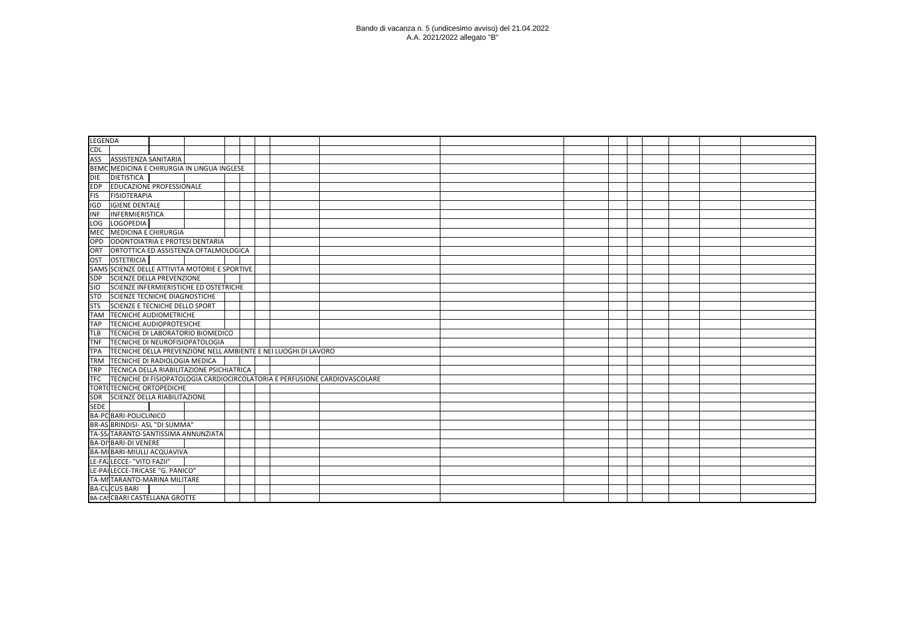| LEGENDA | |
|---|---|
| CDL | |
| ASS | ASSISTENZA SANITARIA |
| BEMC | MEDICINA E CHIRURGIA IN LINGUA INGLESE |
| DIE | DIETISTICA |
| EDP | EDUCAZIONE PROFESSIONALE |
| FIS | FISIOTERAPIA |
| IGD | IGIENE DENTALE |
| INF | INFERMIERISTICA |
| LOG | LOGOPEDIA |
| MEC | MEDICINA E CHIRURGIA |
| OPD | ODONTOIATRIA E PROTESI DENTARIA |
| ORT | ORTOTTICA ED ASSISTENZA OFTALMOLOGICA |
| OST | OSTETRICIA |
| SAMS | SCIENZE DELLE ATTIVITA MOTORIE E SPORTIVE |
| SDP | SCIENZE DELLA PREVENZIONE |
| SIO | SCIENZE INFERMIERISTICHE ED OSTETRICHE |
| STD | SCIENZE TECNICHE DIAGNOSTICHE |
| STS | SCIENZE E TECNICHE DELLO SPORT |
| TAM | TECNICHE AUDIOMETRICHE |
| TAP | TECNICHE AUDIOPROTESICHE |
| TLB | TECNICHE DI LABORATORIO BIOMEDICO |
| TNF | TECNICHE DI NEUROFISIOPATOLOGIA |
| TPA | TECNICHE DELLA PREVENZIONE NELL AMBIENTE E NEI LUOGHI DI LAVORO |
| TRM | TECNICHE DI RADIOLOGIA MEDICA |
| TRP | TECNICA DELLA RIABILITAZIONE PSICHIATRICA |
| TFC | TECNICHE DI FISIOPATOLOGIA CARDIOCIRCOLATORIA E PERFUSIONE CARDIOVASCOLARE |
| TORT( | TECNICHE ORTOPEDICHE |
| SDR | SCIENZE DELLA RIABILITAZIONE |
| SEDE | |
| BA-PC | BARI-POLICLINICO |
| BR-AS | BRINDISI- ASL "DI SUMMA" |
| TA-SS/ | TARANTO-SANTISSIMA ANNUNZIATA |
| BA-DI' | BARI-DI VENERE |
| BA-MI | BARI-MIULLI ACQUAVIVA |
| LE-FA | LECCE- "VITO FAZII" |
| LE-PA | LECCE-TRICASE "G. PANICO" |
| TA-MI | TARANTO-MARINA MILITARE |
| BA-CU | CUS BARI |
| BA-CAS | CBARI CASTELLANA GROTTE |